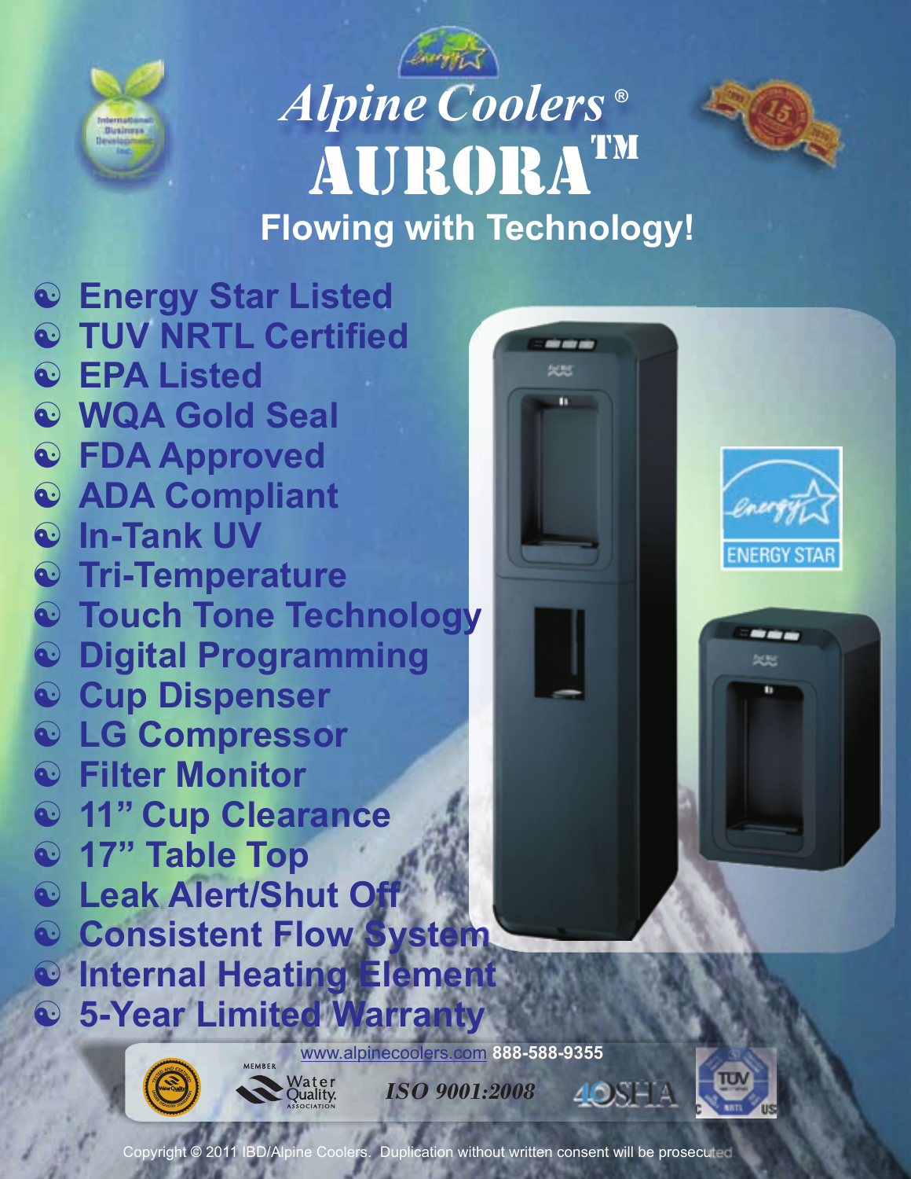# Alpine Coolers®

# AURORA™

## Flowing with Technology!

- Energy Star Listed
- TUV NRTL Certified
- EPA Listed
- WQA Gold Seal
- FDA Approved
- ADA Compliant
- In-Tank UV
- Tri-Temperature
- Touch Tone Technology
- Digital Programming
- Cup Dispenser
- LG Compressor
- Filter Monitor
- 11" Cup Clearance
- 17" Table Top
- Leak Alert/Shut Off
- Consistent Flow System
- Internal Heating Element
- 5-Year Limited Warranty

ENERGY STAR

www.alpinecoolers.com 888-588-9355

MEMBER Water Quality. ASSOCIATION

*ISO 9001:2008*

Copyright © 2011 IBD/Alpine Coolers. Duplication without written consent will be prosecuted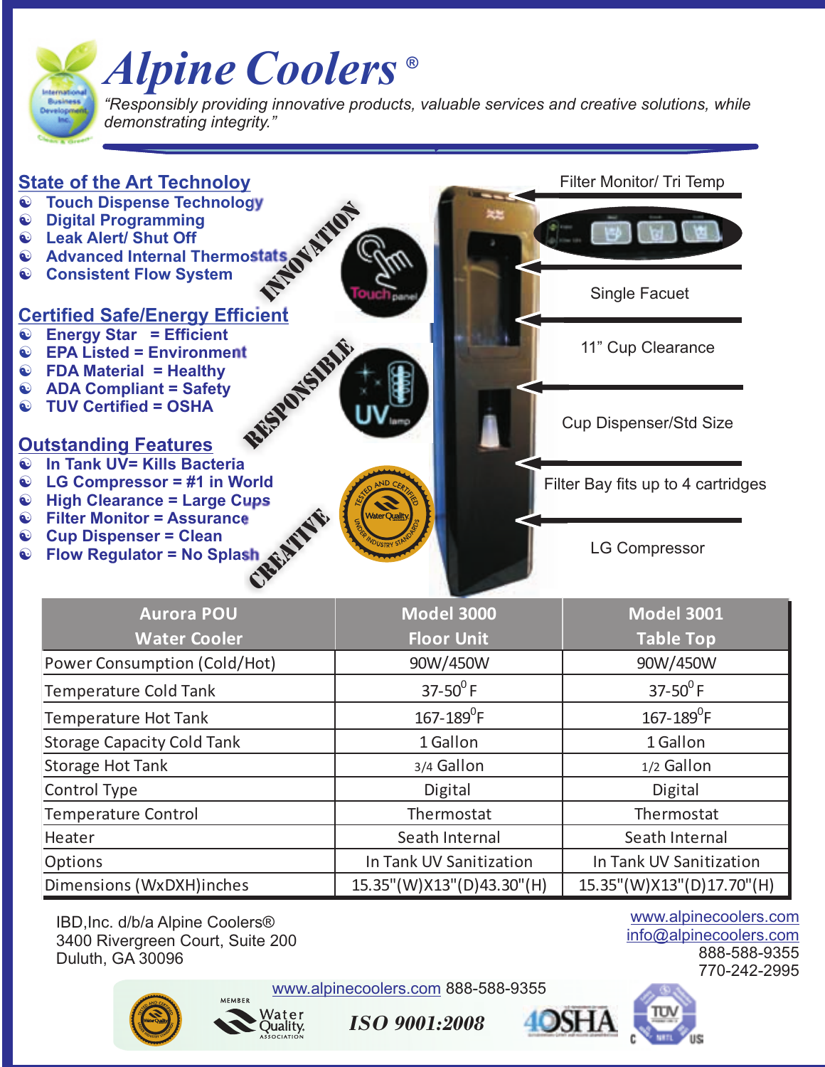# Alpine Coolers®

*"Responsibly providing innovative products, valuable services and creative solutions, while demonstrating integrity."*

## State of the Art Technoloy

- Touch Dispense Technology
- Digital Programming
- Leak Alert/ Shut Off
- Advanced Internal Thermostats
- Consistent Flow System

INNOVATION

## Certified Safe/Energy Efficient

- Energy Star = Efficient
- EPA Listed = Environment
- FDA Material = Healthy
- ADA Compliant = Safety
- TUV Certified = OSHA

RESPONSIBLE

## Outstanding Features

- In Tank UV= Kills Bacteria
- LG Compressor = #1 in World
- High Clearance = Large Cups
- Filter Monitor = Assurance
- Cup Dispenser = Clean
- Flow Regulator = No Splash

CREATIVE

Touch panel

UV lamp

Tested and Certified Water Quality Under Industry Standards

Filter Monitor/ Tri Temp

Single Facuet

11" Cup Clearance

Cup Dispenser/Std Size

Filter Bay fits up to 4 cartridges

LG Compressor

| Aurora POU Water Cooler | Model 3000 Floor Unit | Model 3001 Table Top |
|---|---|---|
| Power Consumption (Cold/Hot) | 90W/450W | 90W/450W |
| Temperature Cold Tank | 37-50$^0$ F | 37-50$^0$ F |
| Temperature Hot Tank | 167-189$^0$F | 167-189$^0$F |
| Storage Capacity Cold Tank | 1 Gallon | 1 Gallon |
| Storage Hot Tank | 3/4 Gallon | 1/2 Gallon |
| Control Type | Digital | Digital |
| Temperature Control | Thermostat | Thermostat |
| Heater | Seath Internal | Seath Internal |
| Options | In Tank UV Sanitization | In Tank UV Sanitization |
| Dimensions (WxDXH)inches | 15.35"(W)X13"(D)43.30"(H) | 15.35"(W)X13"(D)17.70"(H) |

IBD,Inc. d/b/a Alpine Coolers®
3400 Rivergreen Court, Suite 200
Duluth, GA 30096

www.alpinecoolers.com
info@alpinecoolers.com
888-588-9355
770-242-2995

www.alpinecoolers.com 888-588-9355

MEMBER Water Quality Association

ISO 9001:2008

40SHA

TÜV